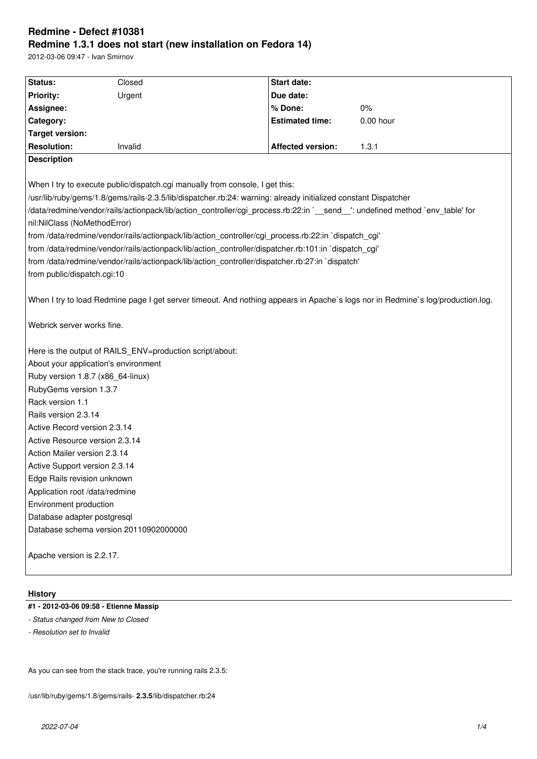# Redmine - Defect #10381

## Redmine 1.3.1 does not start (new installation on Fedora 14)

2012-03-06 09:47 - Ivan Smirnov

| Status: | Closed | Start date: | |
|---|---|---|---|
| Priority: | Urgent | Due date: | |
| Assignee: | | % Done: | 0% |
| Category: | | Estimated time: | 0.00 hour |
| Target version: | | | |
| Resolution: | Invalid | Affected version: | 1.3.1 |

**Description**

When I try to execute public/dispatch.cgi manually from console, I get this:

/usr/lib/ruby/gems/1.8/gems/rails-2.3.5/lib/dispatcher.rb:24: warning: already initialized constant Dispatcher
/data/redmine/vendor/rails/actionpack/lib/action_controller/cgi_process.rb:22:in `__send__': undefined method `env_table' for nil:NilClass (NoMethodError)
from /data/redmine/vendor/rails/actionpack/lib/action_controller/cgi_process.rb:22:in `dispatch_cgi'
from /data/redmine/vendor/rails/actionpack/lib/action_controller/dispatcher.rb:101:in `dispatch_cgi'
from /data/redmine/vendor/rails/actionpack/lib/action_controller/dispatcher.rb:27:in `dispatch'
from public/dispatch.cgi:10

When I try to load Redmine page I get server timeout. And nothing appears in Apache`s logs nor in Redmine`s log/production.log.

Webrick server works fine.

Here is the output of RAILS_ENV=production script/about:
About your application's environment
Ruby version 1.8.7 (x86_64-linux)
RubyGems version 1.3.7
Rack version 1.1
Rails version 2.3.14
Active Record version 2.3.14
Active Resource version 2.3.14
Action Mailer version 2.3.14
Active Support version 2.3.14
Edge Rails revision unknown
Application root /data/redmine
Environment production
Database adapter postgresql
Database schema version 20110902000000

Apache version is 2.2.17.

### History

#### #1 - 2012-03-06 09:58 - Etienne Massip

- *Status changed from New to Closed*
- *Resolution set to Invalid*

As you can see from the stack trace, you're running rails 2.3.5:

/usr/lib/ruby/gems/1.8/gems/rails- **2.3.5**/lib/dispatcher.rb:24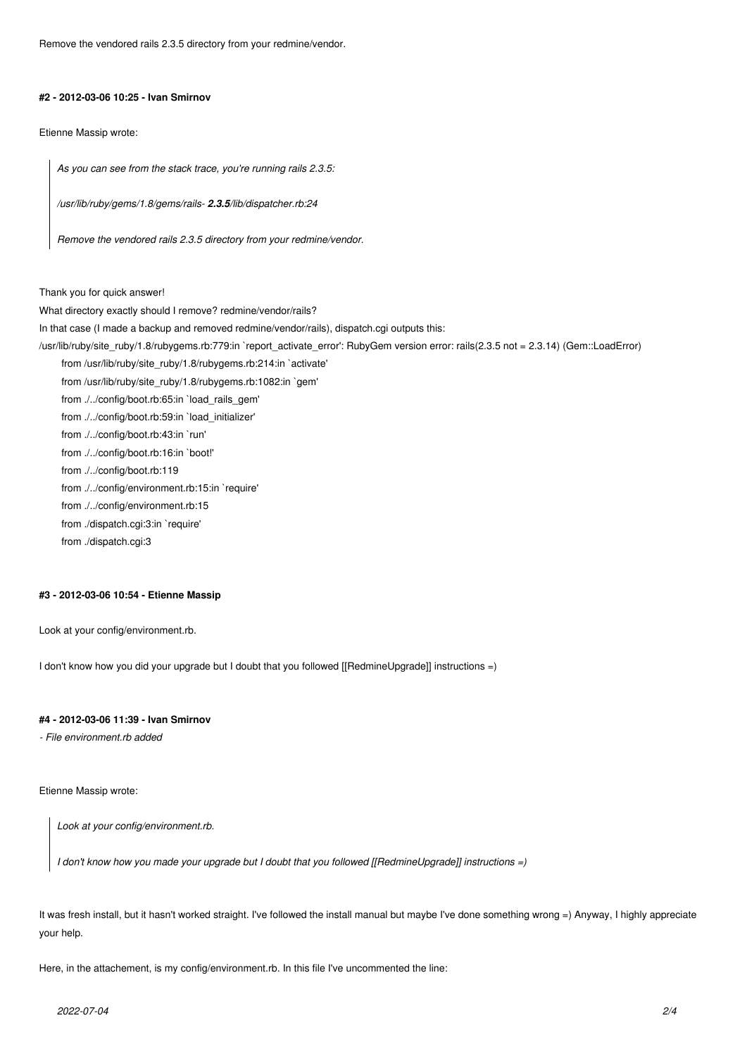Remove the vendored rails 2.3.5 directory from your redmine/vendor.

#### #2 - 2012-03-06 10:25 - Ivan Smirnov

Etienne Massip wrote:

> *As you can see from the stack trace, you're running rails 2.3.5:*
>
> */usr/lib/ruby/gems/1.8/gems/rails- **2.3.5**/lib/dispatcher.rb:24*
>
> *Remove the vendored rails 2.3.5 directory from your redmine/vendor.*

Thank you for quick answer!

What directory exactly should I remove? redmine/vendor/rails?

In that case (I made a backup and removed redmine/vendor/rails), dispatch.cgi outputs this:

```
/usr/lib/ruby/site_ruby/1.8/rubygems.rb:779:in `report_activate_error': RubyGem version error: rails(2.3.5 not = 2.3.14) (Gem::LoadError)
    from /usr/lib/ruby/site_ruby/1.8/rubygems.rb:214:in `activate'
    from /usr/lib/ruby/site_ruby/1.8/rubygems.rb:1082:in `gem'
    from ./../config/boot.rb:65:in `load_rails_gem'
    from ./../config/boot.rb:59:in `load_initializer'
    from ./../config/boot.rb:43:in `run'
    from ./../config/boot.rb:16:in `boot!'
    from ./../config/boot.rb:119
    from ./../config/environment.rb:15:in `require'
    from ./../config/environment.rb:15
    from ./dispatch.cgi:3:in `require'
    from ./dispatch.cgi:3
```

#### #3 - 2012-03-06 10:54 - Etienne Massip

Look at your config/environment.rb.

I don't know how you did your upgrade but I doubt that you followed [[RedmineUpgrade]] instructions =)

#### #4 - 2012-03-06 11:39 - Ivan Smirnov

*- File environment.rb added*

Etienne Massip wrote:

> *Look at your config/environment.rb.*
>
> *I don't know how you made your upgrade but I doubt that you followed [[RedmineUpgrade]] instructions =)*

It was fresh install, but it hasn't worked straight. I've followed the install manual but maybe I've done something wrong =) Anyway, I highly appreciate your help.

Here, in the attachement, is my config/environment.rb. In this file I've uncommented the line: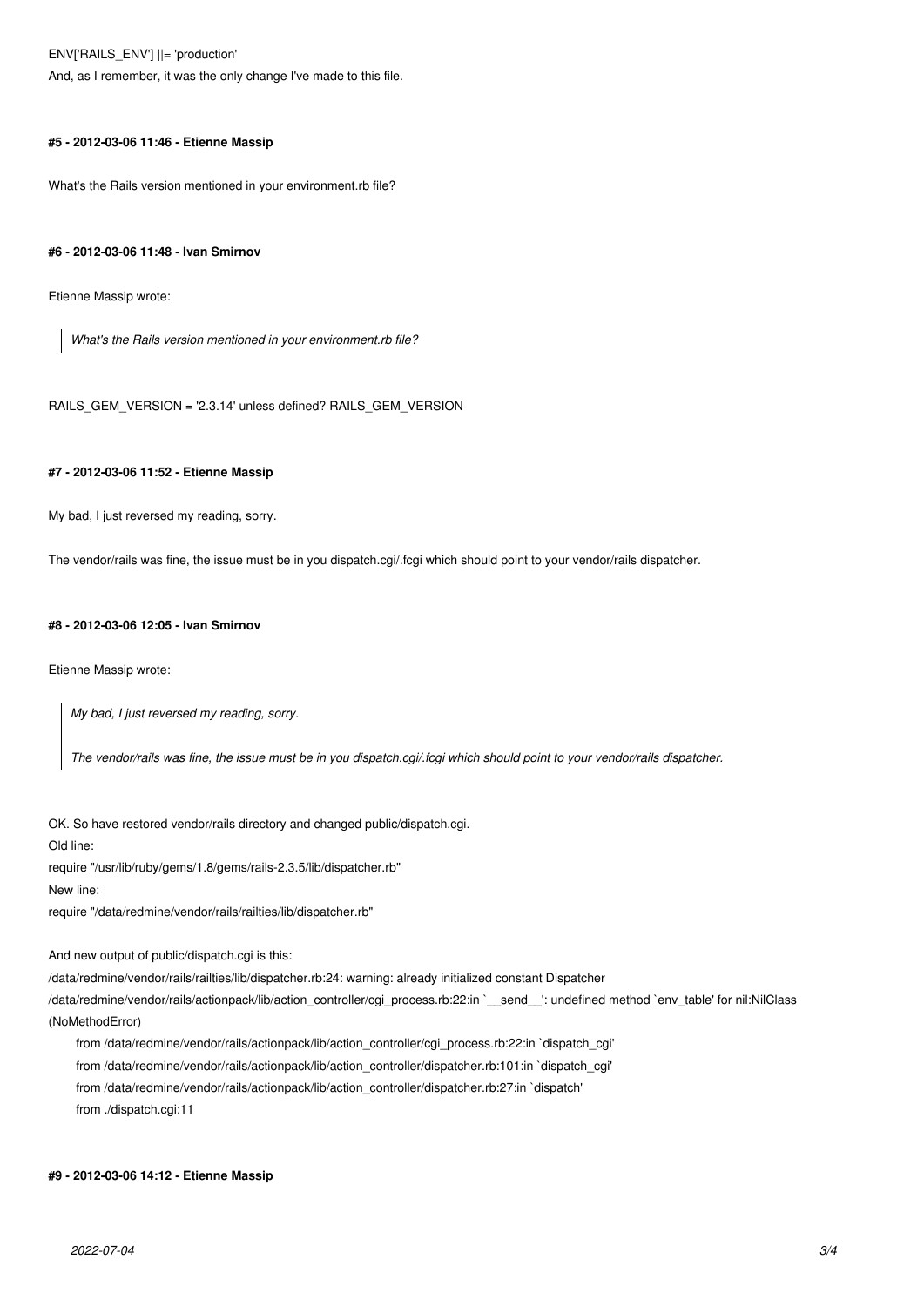ENV['RAILS_ENV'] ||= 'production'

And, as I remember, it was the only change I've made to this file.

#### #5 - 2012-03-06 11:46 - Etienne Massip

What's the Rails version mentioned in your environment.rb file?

#### #6 - 2012-03-06 11:48 - Ivan Smirnov

Etienne Massip wrote:

> *What's the Rails version mentioned in your environment.rb file?*

RAILS_GEM_VERSION = '2.3.14' unless defined? RAILS_GEM_VERSION

#### #7 - 2012-03-06 11:52 - Etienne Massip

My bad, I just reversed my reading, sorry.

The vendor/rails was fine, the issue must be in you dispatch.cgi/.fcgi which should point to your vendor/rails dispatcher.

#### #8 - 2012-03-06 12:05 - Ivan Smirnov

Etienne Massip wrote:

> *My bad, I just reversed my reading, sorry.*
>
> *The vendor/rails was fine, the issue must be in you dispatch.cgi/.fcgi which should point to your vendor/rails dispatcher.*

OK. So have restored vendor/rails directory and changed public/dispatch.cgi.

Old line:

require "/usr/lib/ruby/gems/1.8/gems/rails-2.3.5/lib/dispatcher.rb"

New line:

require "/data/redmine/vendor/rails/railties/lib/dispatcher.rb"

And new output of public/dispatch.cgi is this:

```
/data/redmine/vendor/rails/railties/lib/dispatcher.rb:24: warning: already initialized constant Dispatcher
/data/redmine/vendor/rails/actionpack/lib/action_controller/cgi_process.rb:22:in `__send__': undefined method `env_table' for nil:NilClass (NoMethodError)
    from /data/redmine/vendor/rails/actionpack/lib/action_controller/cgi_process.rb:22:in `dispatch_cgi'
    from /data/redmine/vendor/rails/actionpack/lib/action_controller/dispatcher.rb:101:in `dispatch_cgi'
    from /data/redmine/vendor/rails/actionpack/lib/action_controller/dispatcher.rb:27:in `dispatch'
    from ./dispatch.cgi:11
```

#### #9 - 2012-03-06 14:12 - Etienne Massip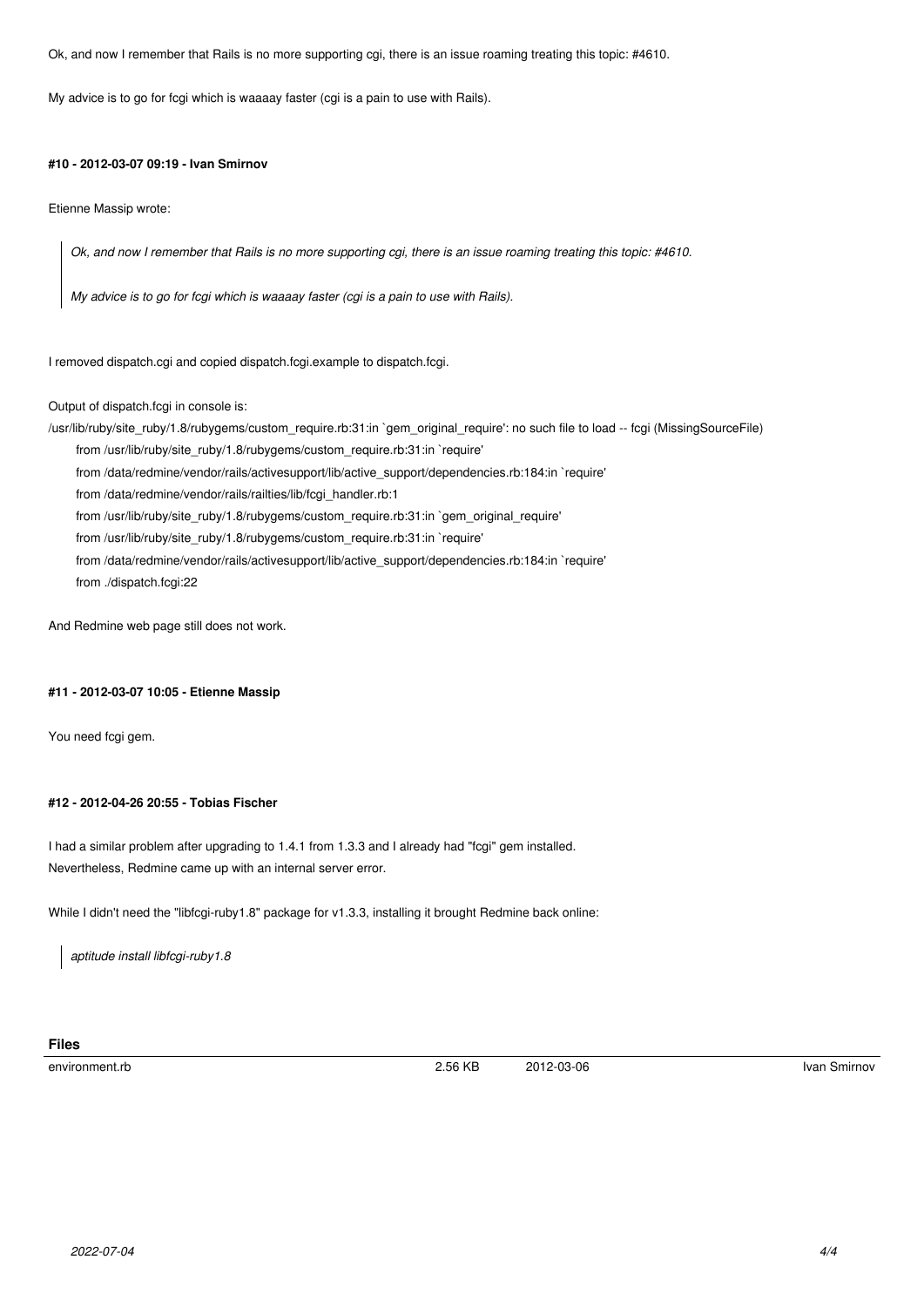Ok, and now I remember that Rails is no more supporting cgi, there is an issue roaming treating this topic: #4610.

My advice is to go for fcgi which is waaaay faster (cgi is a pain to use with Rails).

#### #10 - 2012-03-07 09:19 - Ivan Smirnov

Etienne Massip wrote:

> *Ok, and now I remember that Rails is no more supporting cgi, there is an issue roaming treating this topic: #4610.*
>
> *My advice is to go for fcgi which is waaaay faster (cgi is a pain to use with Rails).*

I removed dispatch.cgi and copied dispatch.fcgi.example to dispatch.fcgi.

Output of dispatch.fcgi in console is:

```
/usr/lib/ruby/site_ruby/1.8/rubygems/custom_require.rb:31:in `gem_original_require': no such file to load -- fcgi (MissingSourceFile)
    from /usr/lib/ruby/site_ruby/1.8/rubygems/custom_require.rb:31:in `require'
    from /data/redmine/vendor/rails/activesupport/lib/active_support/dependencies.rb:184:in `require'
    from /data/redmine/vendor/rails/railties/lib/fcgi_handler.rb:1
    from /usr/lib/ruby/site_ruby/1.8/rubygems/custom_require.rb:31:in `gem_original_require'
    from /usr/lib/ruby/site_ruby/1.8/rubygems/custom_require.rb:31:in `require'
    from /data/redmine/vendor/rails/activesupport/lib/active_support/dependencies.rb:184:in `require'
    from ./dispatch.fcgi:22
```

And Redmine web page still does not work.

#### #11 - 2012-03-07 10:05 - Etienne Massip

You need fcgi gem.

#### #12 - 2012-04-26 20:55 - Tobias Fischer

I had a similar problem after upgrading to 1.4.1 from 1.3.3 and I already had "fcgi" gem installed.
Nevertheless, Redmine came up with an internal server error.

While I didn't need the "libfcgi-ruby1.8" package for v1.3.3, installing it brought Redmine back online:

> *aptitude install libfcgi-ruby1.8*

### Files

| | | | |
|---|---|---|---|
| environment.rb | 2.56 KB | 2012-03-06 | Ivan Smirnov |